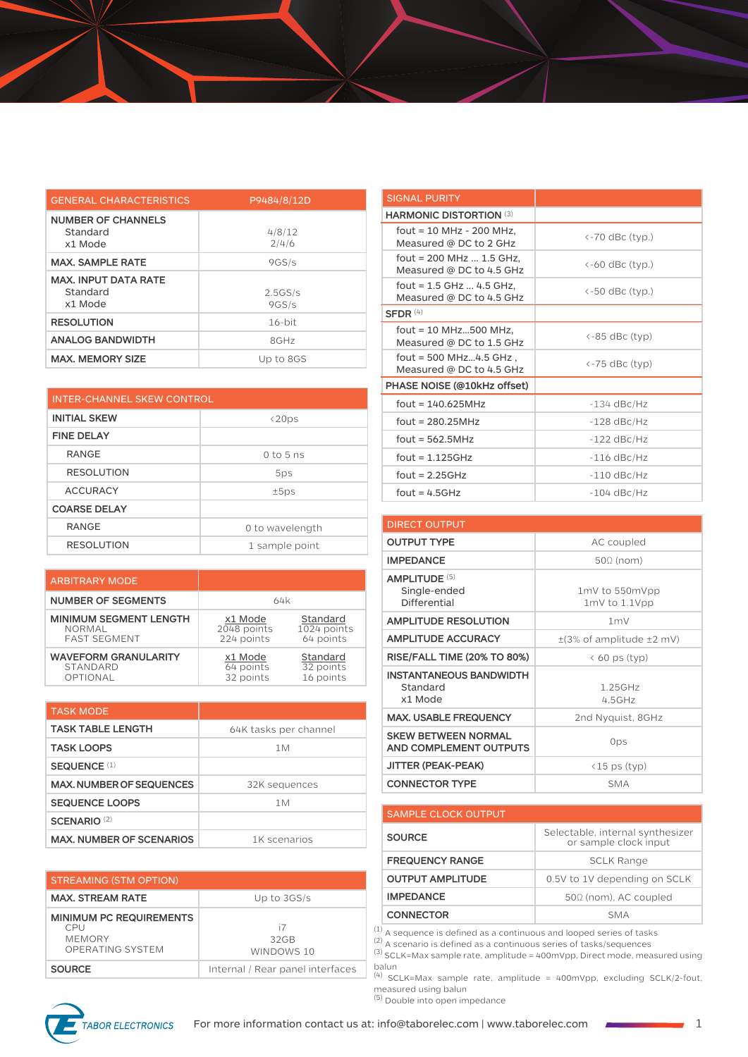| GENERAL CHARACTERISTICS | P9484/8/12D |
|---|---|
| **NUMBER OF CHANNELS**<br>Standard<br>x1 Mode | <br>4/8/12<br>2/4/6 |
| **MAX. SAMPLE RATE** | 9GS/s |
| **MAX. INPUT DATA RATE**<br>Standard<br>x1 Mode | <br>2.5GS/s<br>9GS/s |
| **RESOLUTION** | 16-bit |
| **ANALOG BANDWIDTH** | 8GHz |
| **MAX. MEMORY SIZE** | Up to 8GS |

| INTER-CHANNEL SKEW CONTROL | |
|---|---|
| **INITIAL SKEW** | <20ps |
| **FINE DELAY** | |
| RANGE | 0 to 5 ns |
| RESOLUTION | 5ps |
| ACCURACY | ±5ps |
| **COARSE DELAY** | |
| RANGE | 0 to wavelength |
| RESOLUTION | 1 sample point |

| ARBITRARY MODE | | |
|---|---|---|
| **NUMBER OF SEGMENTS** | 64k | |
| **MINIMUM SEGMENT LENGTH** | x1 Mode | Standard |
| NORMAL | 2048 points | 1024 points |
| FAST SEGMENT | 224 points | 64 points |
| **WAVEFORM GRANULARITY** | x1 Mode | Standard |
| STANDARD | 64 points | 32 points |
| OPTIONAL | 32 points | 16 points |

| TASK MODE | |
|---|---|
| **TASK TABLE LENGTH** | 64K tasks per channel |
| **TASK LOOPS** | 1M |
| **SEQUENCE** (1) | |
| **MAX. NUMBER OF SEQUENCES** | 32K sequences |
| **SEQUENCE LOOPS** | 1M |
| **SCENARIO** (2) | |
| **MAX. NUMBER OF SCENARIOS** | 1K scenarios |

| STREAMING (STM OPTION) | |
|---|---|
| **MAX. STREAM RATE** | Up to 3GS/s |
| **MINIMUM PC REQUIREMENTS**<br>CPU<br>MEMORY<br>OPERATING SYSTEM | <br>i7<br>32GB<br>WINDOWS 10 |
| **SOURCE** | Internal / Rear panel interfaces |

| SIGNAL PURITY | |
|---|---|
| **HARMONIC DISTORTION** (3) | |
| fout = 10 MHz - 200 MHz, Measured @ DC to 2 GHz | <-70 dBc (typ.) |
| fout = 200 MHz ... 1.5 GHz, Measured @ DC to 4.5 GHz | <-60 dBc (typ.) |
| fout = 1.5 GHz ... 4.5 GHz, Measured @ DC to 4.5 GHz | <-50 dBc (typ.) |
| **SFDR** (4) | |
| fout = 10 MHz...500 MHz, Measured @ DC to 1.5 GHz | <-85 dBc (typ) |
| fout = 500 MHz...4.5 GHz , Measured @ DC to 4.5 GHz | <-75 dBc (typ) |
| **PHASE NOISE (@10kHz offset)** | |
| fout = 140.625MHz | -134 dBc/Hz |
| fout = 280.25MHz | -128 dBc/Hz |
| fout = 562.5MHz | -122 dBc/Hz |
| fout = 1.125GHz | -116 dBc/Hz |
| fout = 2.25GHz | -110 dBc/Hz |
| fout = 4.5GHz | -104 dBc/Hz |

| DIRECT OUTPUT | |
|---|---|
| **OUTPUT TYPE** | AC coupled |
| **IMPEDANCE** | 50Ω (nom) |
| **AMPLITUDE** (5)<br>Single-ended<br>Differential | <br>1mV to 550mVpp<br>1mV to 1.1Vpp |
| **AMPLITUDE RESOLUTION** | 1mV |
| **AMPLITUDE ACCURACY** | ±(3% of amplitude ±2 mV) |
| **RISE/FALL TIME (20% TO 80%)** | < 60 ps (typ) |
| **INSTANTANEOUS BANDWIDTH**<br>Standard<br>x1 Mode | <br>1.25GHz<br>4.5GHz |
| **MAX. USABLE FREQUENCY** | 2nd Nyquist, 8GHz |
| **SKEW BETWEEN NORMAL AND COMPLEMENT OUTPUTS** | 0ps |
| **JITTER (PEAK-PEAK)** | <15 ps (typ) |
| **CONNECTOR TYPE** | SMA |

| SAMPLE CLOCK OUTPUT | |
|---|---|
| **SOURCE** | Selectable, internal synthesizer or sample clock input |
| **FREQUENCY RANGE** | SCLK Range |
| **OUTPUT AMPLITUDE** | 0.5V to 1V depending on SCLK |
| **IMPEDANCE** | 50Ω (nom), AC coupled |
| **CONNECTOR** | SMA |

(1) A sequence is defined as a continuous and looped series of tasks
(2) A scenario is defined as a continuous series of tasks/sequences
(3) SCLK=Max sample rate, amplitude = 400mVpp, Direct mode, measured using balun
(4) SCLK=Max sample rate, amplitude = 400mVpp, excluding SCLK/2-fout, measured using balun
(5) Double into open impedance

TABOR ELECTRONICS

For more information contact us at: info@taborelec.com | www.taborelec.com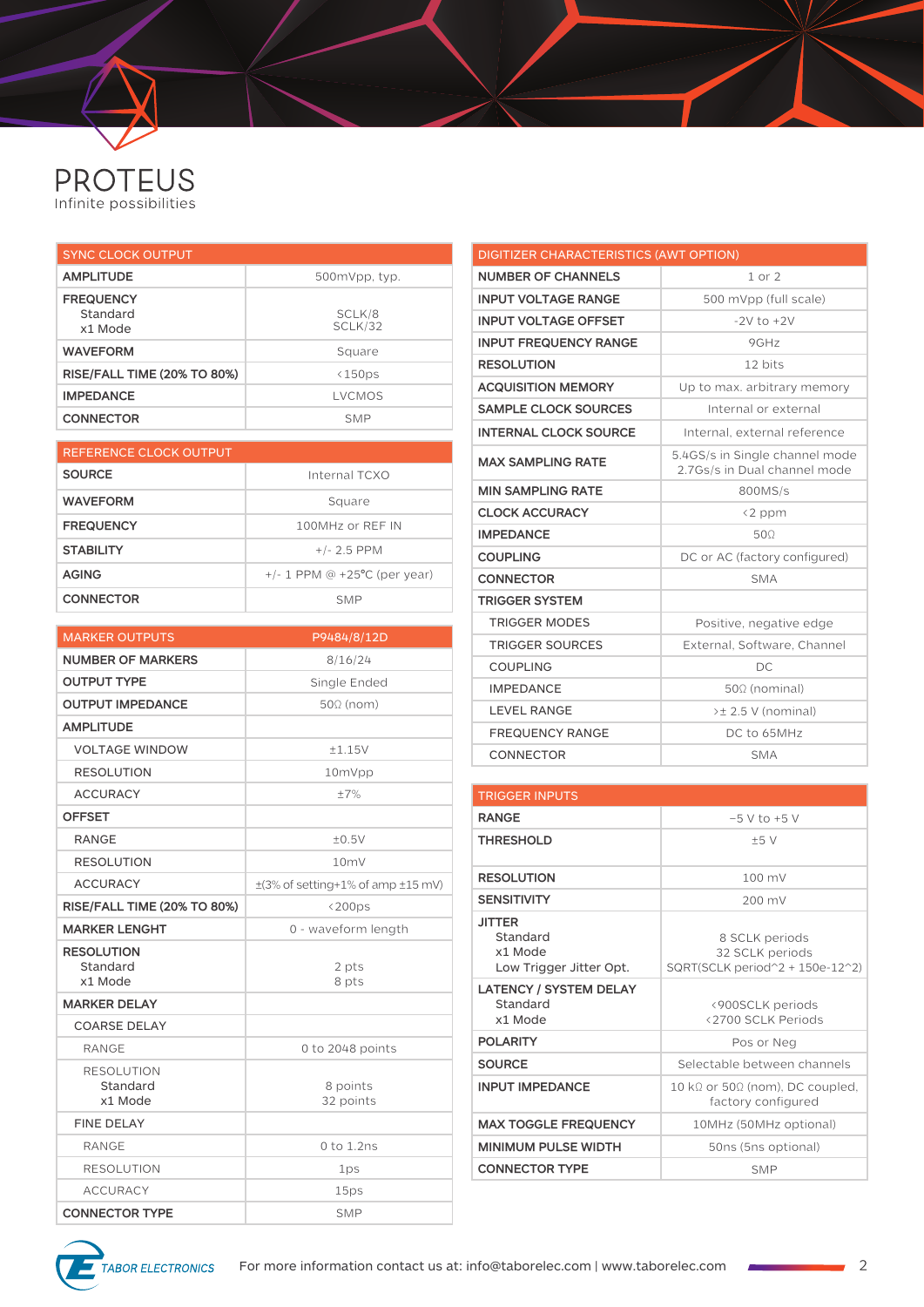PROTEUS

Infinite possibilities

| SYNC CLOCK OUTPUT | |
|---|---|
| **AMPLITUDE** | 500mVpp, typ. |
| **FREQUENCY**<br>Standard<br>x1 Mode | <br>SCLK/8<br>SCLK/32 |
| **WAVEFORM** | Square |
| **RISE/FALL TIME (20% TO 80%)** | <150ps |
| **IMPEDANCE** | LVCMOS |
| **CONNECTOR** | SMP |

| REFERENCE CLOCK OUTPUT | |
|---|---|
| **SOURCE** | Internal TCXO |
| **WAVEFORM** | Square |
| **FREQUENCY** | 100MHz or REF IN |
| **STABILITY** | +/- 2.5 PPM |
| **AGING** | +/- 1 PPM @ +25°C (per year) |
| **CONNECTOR** | SMP |

| MARKER OUTPUTS | P9484/8/12D |
|---|---|
| **NUMBER OF MARKERS** | 8/16/24 |
| **OUTPUT TYPE** | Single Ended |
| **OUTPUT IMPEDANCE** | 50Ω (nom) |
| **AMPLITUDE** | |
| VOLTAGE WINDOW | ±1.15V |
| RESOLUTION | 10mVpp |
| ACCURACY | ±7% |
| **OFFSET** | |
| RANGE | ±0.5V |
| RESOLUTION | 10mV |
| ACCURACY | ±(3% of setting+1% of amp ±15 mV) |
| **RISE/FALL TIME (20% TO 80%)** | <200ps |
| **MARKER LENGHT** | 0 - waveform length |
| **RESOLUTION**<br>Standard<br>x1 Mode | <br>2 pts<br>8 pts |
| **MARKER DELAY** | |
| COARSE DELAY | |
| RANGE | 0 to 2048 points |
| RESOLUTION<br>Standard<br>x1 Mode | <br>8 points<br>32 points |
| FINE DELAY | |
| RANGE | 0 to 1.2ns |
| RESOLUTION | 1ps |
| ACCURACY | 15ps |
| **CONNECTOR TYPE** | SMP |

| DIGITIZER CHARACTERISTICS (AWT OPTION) | |
|---|---|
| **NUMBER OF CHANNELS** | 1 or 2 |
| **INPUT VOLTAGE RANGE** | 500 mVpp (full scale) |
| **INPUT VOLTAGE OFFSET** | -2V to +2V |
| **INPUT FREQUENCY RANGE** | 9GHz |
| **RESOLUTION** | 12 bits |
| **ACQUISITION MEMORY** | Up to max. arbitrary memory |
| **SAMPLE CLOCK SOURCES** | Internal or external |
| **INTERNAL CLOCK SOURCE** | Internal, external reference |
| **MAX SAMPLING RATE** | 5.4GS/s in Single channel mode<br>2.7Gs/s in Dual channel mode |
| **MIN SAMPLING RATE** | 800MS/s |
| **CLOCK ACCURACY** | <2 ppm |
| **IMPEDANCE** | 50Ω |
| **COUPLING** | DC or AC (factory configured) |
| **CONNECTOR** | SMA |
| **TRIGGER SYSTEM** | |
| TRIGGER MODES | Positive, negative edge |
| TRIGGER SOURCES | External, Software, Channel |
| COUPLING | DC |
| IMPEDANCE | 50Ω (nominal) |
| LEVEL RANGE | >± 2.5 V (nominal) |
| FREQUENCY RANGE | DC to 65MHz |
| CONNECTOR | SMA |

| TRIGGER INPUTS | |
|---|---|
| **RANGE** | −5 V to +5 V |
| **THRESHOLD** | ±5 V |
| **RESOLUTION** | 100 mV |
| **SENSITIVITY** | 200 mV |
| **JITTER**<br>Standard<br>x1 Mode<br>Low Trigger Jitter Opt. | <br>8 SCLK periods<br>32 SCLK periods<br>SQRT(SCLK period^2 + 150e-12^2) |
| **LATENCY / SYSTEM DELAY**<br>Standard<br>x1 Mode | <br><900SCLK periods<br><2700 SCLK Periods |
| **POLARITY** | Pos or Neg |
| **SOURCE** | Selectable between channels |
| **INPUT IMPEDANCE** | 10 kΩ or 50Ω (nom), DC coupled, factory configured |
| **MAX TOGGLE FREQUENCY** | 10MHz (50MHz optional) |
| **MINIMUM PULSE WIDTH** | 50ns (5ns optional) |
| **CONNECTOR TYPE** | SMP |

TABOR ELECTRONICS

For more information contact us at: info@taborelec.com | www.taborelec.com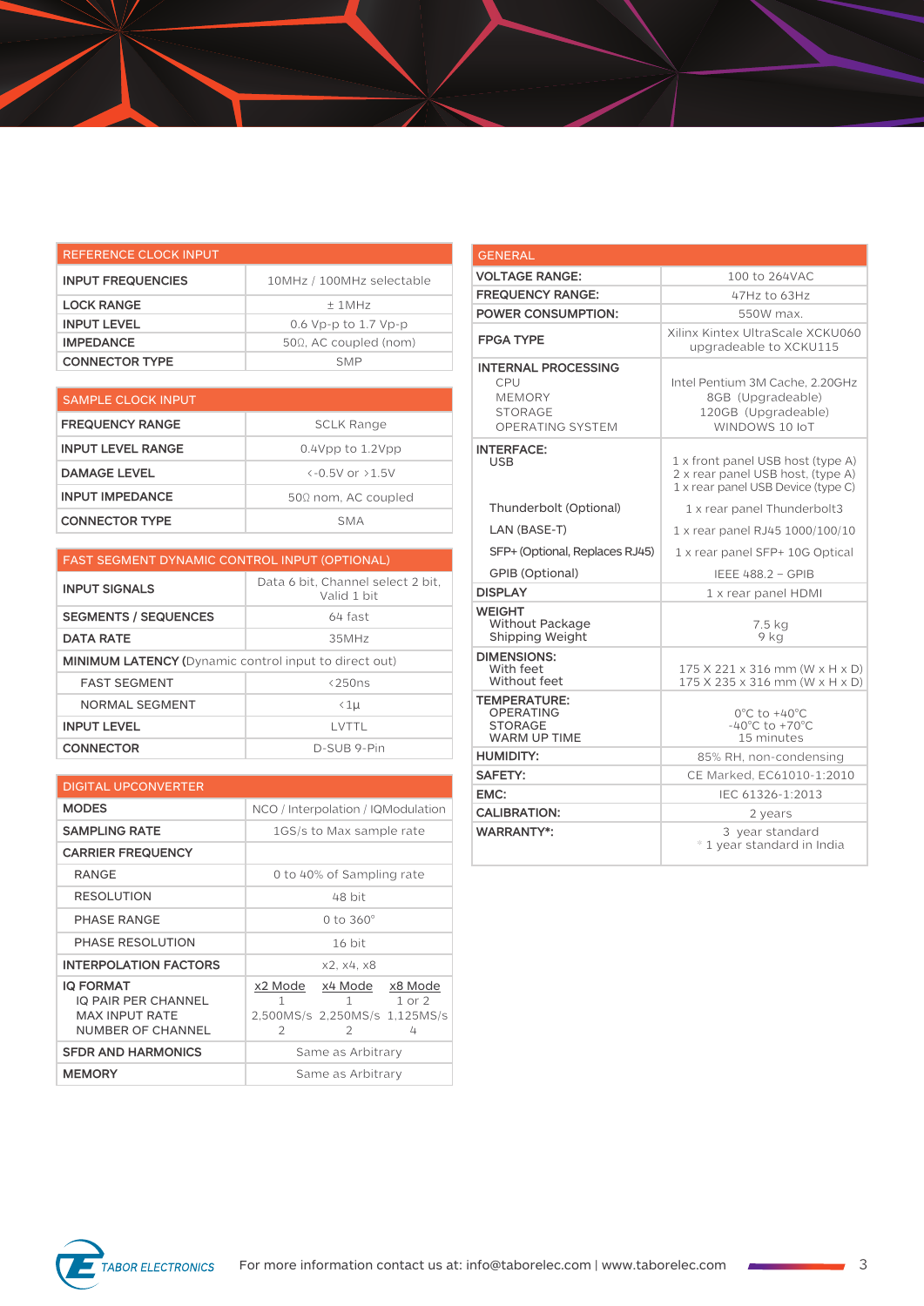| REFERENCE CLOCK INPUT | |
|---|---|
| **INPUT FREQUENCIES** | 10MHz / 100MHz selectable |
| **LOCK RANGE** | ± 1MHz |
| **INPUT LEVEL** | 0.6 Vp-p to 1.7 Vp-p |
| **IMPEDANCE** | 50Ω, AC coupled (nom) |
| **CONNECTOR TYPE** | SMP |

| SAMPLE CLOCK INPUT | |
|---|---|
| **FREQUENCY RANGE** | SCLK Range |
| **INPUT LEVEL RANGE** | 0.4Vpp to 1.2Vpp |
| **DAMAGE LEVEL** | <-0.5V or >1.5V |
| **INPUT IMPEDANCE** | 50Ω nom, AC coupled |
| **CONNECTOR TYPE** | SMA |

| FAST SEGMENT DYNAMIC CONTROL INPUT (OPTIONAL) | |
|---|---|
| **INPUT SIGNALS** | Data 6 bit, Channel select 2 bit, Valid 1 bit |
| **SEGMENTS / SEQUENCES** | 64 fast |
| **DATA RATE** | 35MHz |
| **MINIMUM LATENCY** (Dynamic control input to direct out) | |
| FAST SEGMENT | <250ns |
| NORMAL SEGMENT | <1µ |
| **INPUT LEVEL** | LVTTL |
| **CONNECTOR** | D-SUB 9-Pin |

| DIGITAL UPCONVERTER | | | |
|---|---|---|---|
| **MODES** | NCO / Interpolation / IQModulation | | |
| **SAMPLING RATE** | 1GS/s to Max sample rate | | |
| **CARRIER FREQUENCY** | | | |
| RANGE | 0 to 40% of Sampling rate | | |
| RESOLUTION | 48 bit | | |
| PHASE RANGE | 0 to 360° | | |
| PHASE RESOLUTION | 16 bit | | |
| **INTERPOLATION FACTORS** | x2, x4, x8 | | |
| **IQ FORMAT** | x2 Mode | x4 Mode | x8 Mode |
| IQ PAIR PER CHANNEL | 1 | 1 | 1 or 2 |
| MAX INPUT RATE | 2,500MS/s | 2,250MS/s | 1,125MS/s |
| NUMBER OF CHANNEL | 2 | 2 | 4 |
| **SFDR AND HARMONICS** | Same as Arbitrary | | |
| **MEMORY** | Same as Arbitrary | | |

| GENERAL | |
|---|---|
| **VOLTAGE RANGE:** | 100 to 264VAC |
| **FREQUENCY RANGE:** | 47Hz to 63Hz |
| **POWER CONSUMPTION:** | 550W max. |
| **FPGA TYPE** | Xilinx Kintex UltraScale XCKU060 upgradeable to XCKU115 |
| **INTERNAL PROCESSING** | |
| CPU | Intel Pentium 3M Cache, 2.20GHz |
| MEMORY | 8GB (Upgradeable) |
| STORAGE | 120GB (Upgradeable) |
| OPERATING SYSTEM | WINDOWS 10 IoT |
| **INTERFACE:** | |
| USB | 1 x front panel USB host (type A)<br>2 x rear panel USB host, (type A)<br>1 x rear panel USB Device (type C) |
| Thunderbolt (Optional) | 1 x rear panel Thunderbolt3 |
| LAN (BASE-T) | 1 x rear panel RJ45 1000/100/10 |
| SFP+ (Optional, Replaces RJ45) | 1 x rear panel SFP+ 10G Optical |
| GPIB (Optional) | IEEE 488.2 – GPIB |
| **DISPLAY** | 1 x rear panel HDMI |
| **WEIGHT** | |
| Without Package | 7.5 kg |
| Shipping Weight | 9 kg |
| **DIMENSIONS:** | |
| With feet | 175 X 221 x 316 mm (W x H x D) |
| Without feet | 175 X 235 x 316 mm (W x H x D) |
| **TEMPERATURE:** | |
| OPERATING | 0°C to +40°C |
| STORAGE | -40°C to +70°C |
| WARM UP TIME | 15 minutes |
| **HUMIDITY:** | 85% RH, non-condensing |
| **SAFETY:** | CE Marked, EC61010-1:2010 |
| **EMC:** | IEC 61326-1:2013 |
| **CALIBRATION:** | 2 years |
| **WARRANTY*:** | 3 year standard<br>* 1 year standard in India |

For more information contact us at: info@taborelec.com | www.taborelec.com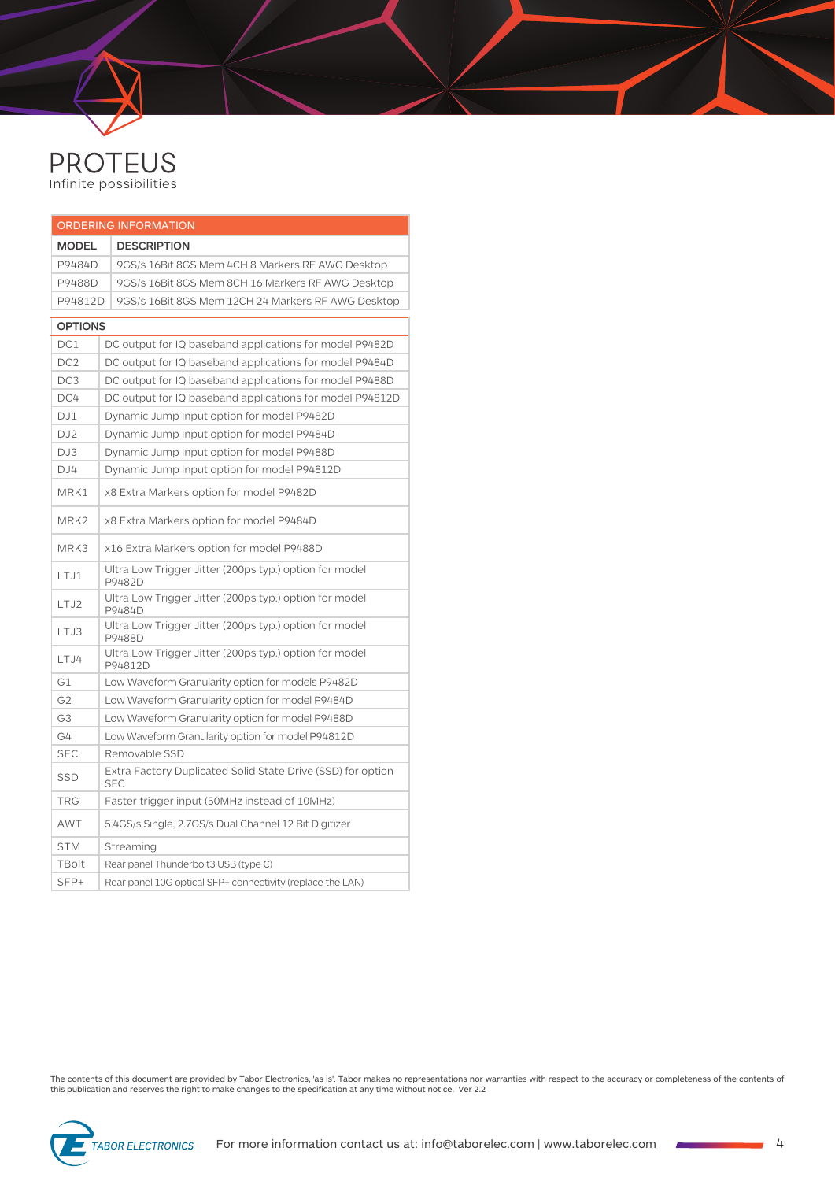# PROTEUS

Infinite possibilities

| ORDERING INFORMATION | |
|---|---|
| **MODEL** | **DESCRIPTION** |
| P9484D | 9GS/s 16Bit 8GS Mem 4CH 8 Markers RF AWG Desktop |
| P9488D | 9GS/s 16Bit 8GS Mem 8CH 16 Markers RF AWG Desktop |
| P94812D | 9GS/s 16Bit 8GS Mem 12CH 24 Markers RF AWG Desktop |

| OPTIONS | |
|---|---|
| DC1 | DC output for IQ baseband applications for model P9482D |
| DC2 | DC output for IQ baseband applications for model P9484D |
| DC3 | DC output for IQ baseband applications for model P9488D |
| DC4 | DC output for IQ baseband applications for model P94812D |
| DJ1 | Dynamic Jump Input option for model P9482D |
| DJ2 | Dynamic Jump Input option for model P9484D |
| DJ3 | Dynamic Jump Input option for model P9488D |
| DJ4 | Dynamic Jump Input option for model P94812D |
| MRK1 | x8 Extra Markers option for model P9482D |
| MRK2 | x8 Extra Markers option for model P9484D |
| MRK3 | x16 Extra Markers option for model P9488D |
| LTJ1 | Ultra Low Trigger Jitter (200ps typ.) option for model P9482D |
| LTJ2 | Ultra Low Trigger Jitter (200ps typ.) option for model P9484D |
| LTJ3 | Ultra Low Trigger Jitter (200ps typ.) option for model P9488D |
| LTJ4 | Ultra Low Trigger Jitter (200ps typ.) option for model P94812D |
| G1 | Low Waveform Granularity option for models P9482D |
| G2 | Low Waveform Granularity option for model P9484D |
| G3 | Low Waveform Granularity option for model P9488D |
| G4 | Low Waveform Granularity option for model P94812D |
| SEC | Removable SSD |
| SSD | Extra Factory Duplicated Solid State Drive (SSD) for option SEC |
| TRG | Faster trigger input (50MHz instead of 10MHz) |
| AWT | 5.4GS/s Single, 2.7GS/s Dual Channel 12 Bit Digitizer |
| STM | Streaming |
| TBolt | Rear panel Thunderbolt3 USB (type C) |
| SFP+ | Rear panel 10G optical SFP+ connectivity (replace the LAN) |

The contents of this document are provided by Tabor Electronics, 'as is'. Tabor makes no representations nor warranties with respect to the accuracy or completeness of the contents of this publication and reserves the right to make changes to the specification at any time without notice. Ver 2.2

TABOR ELECTRONICS

For more information contact us at: info@taborelec.com | www.taborelec.com